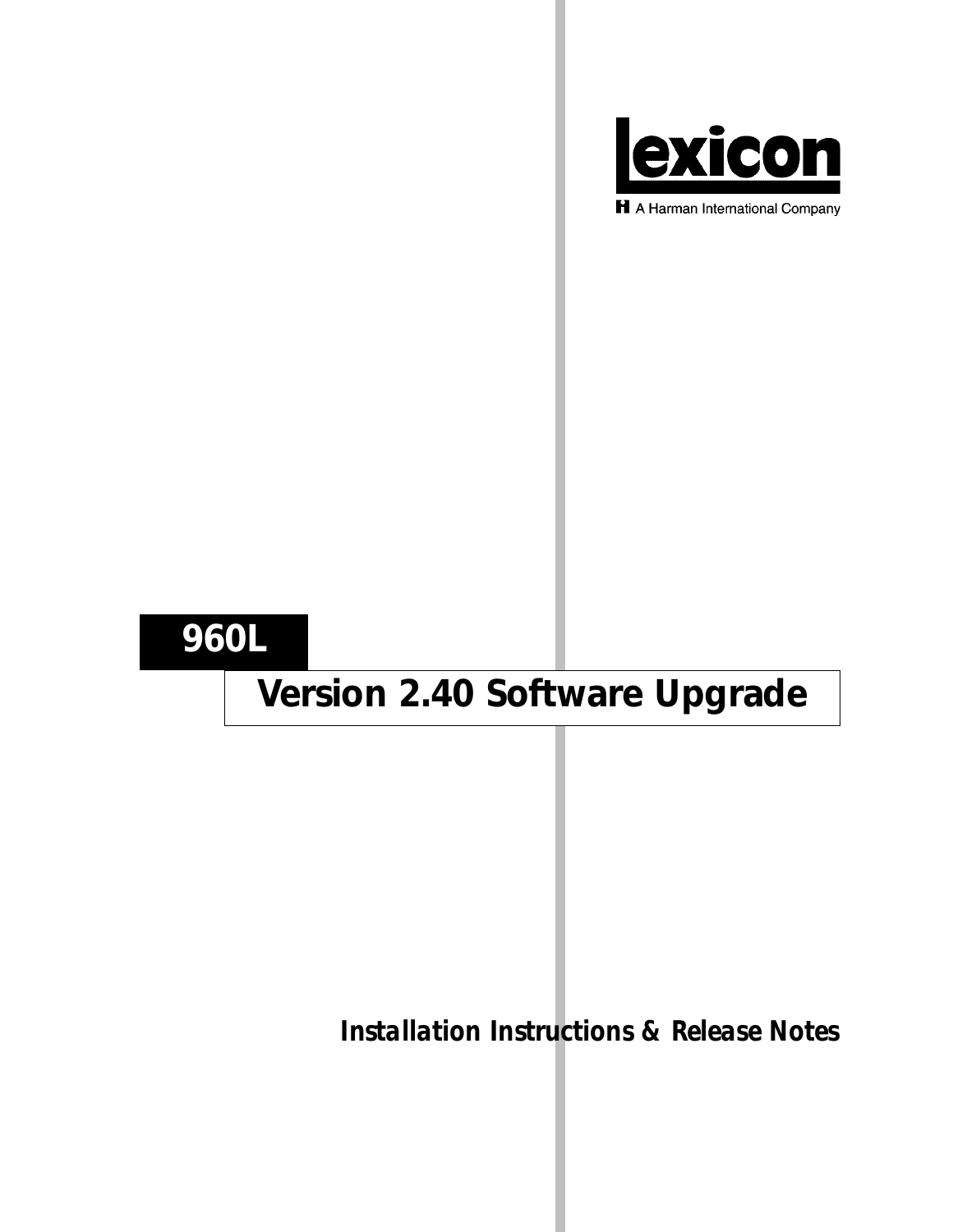Lexicon

A Harman International Company

# 960L

## Version 2.40 Software Upgrade

***Installation Instructions & Release Notes***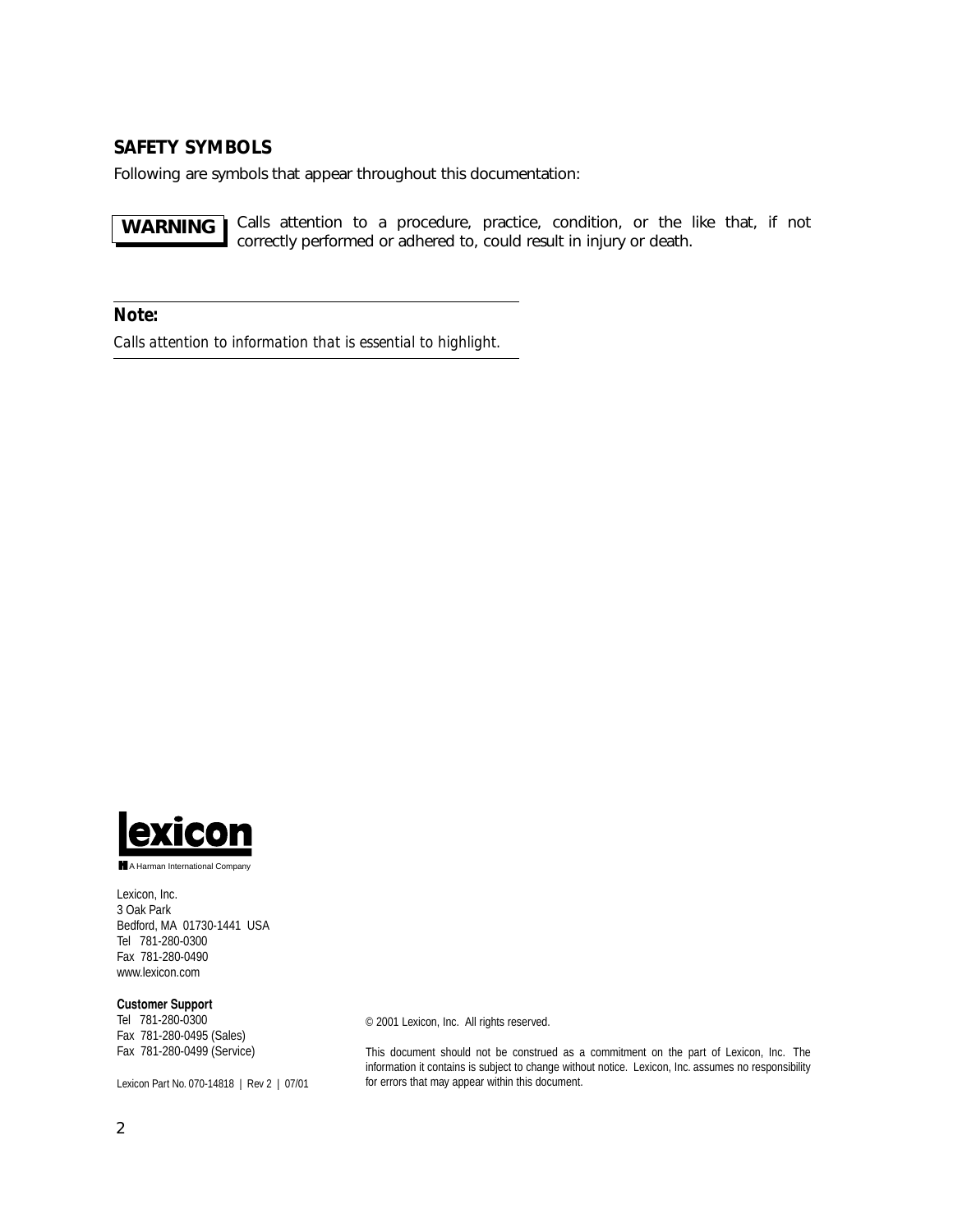## SAFETY SYMBOLS

Following are symbols that appear throughout this documentation:

**WARNING** Calls attention to a procedure, practice, condition, or the like that, if not correctly performed or adhered to, could result in injury or death.

---

**Note:**

*Calls attention to information that is essential to highlight.*

---

lexicon

A Harman International Company

Lexicon, Inc.
3 Oak Park
Bedford, MA 01730-1441 USA
Tel 781-280-0300
Fax 781-280-0490
www.lexicon.com

**Customer Support**
Tel 781-280-0300
Fax 781-280-0495 (Sales)
Fax 781-280-0499 (Service)

Lexicon Part No. 070-14818 | Rev 2 | 07/01

© 2001 Lexicon, Inc. All rights reserved.

This document should not be construed as a commitment on the part of Lexicon, Inc. The information it contains is subject to change without notice. Lexicon, Inc. assumes no responsibility for errors that may appear within this document.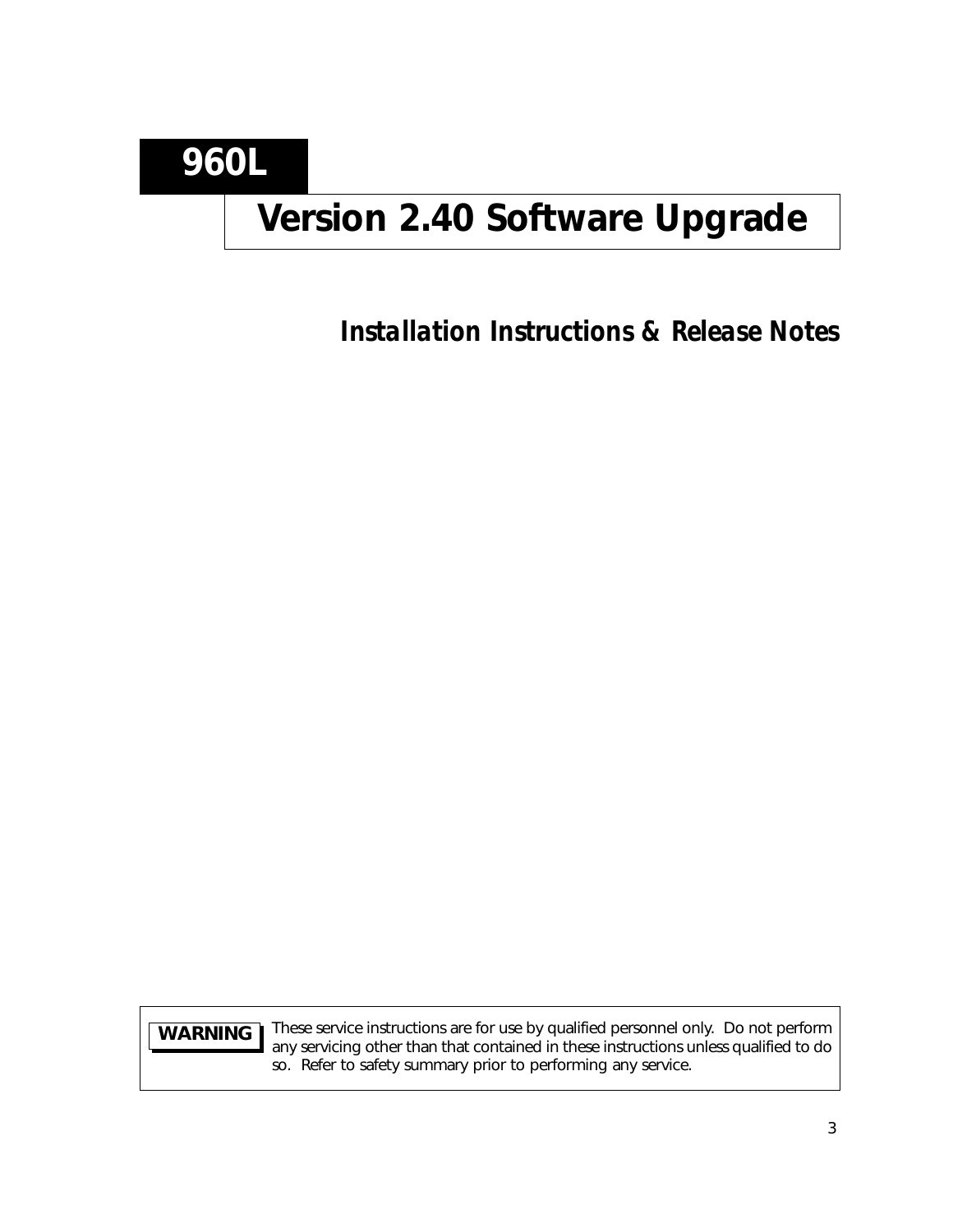# 960L

# Version 2.40 Software Upgrade

## *Installation Instructions & Release Notes*

**WARNING** These service instructions are for use by qualified personnel only. Do not perform any servicing other than that contained in these instructions unless qualified to do so. Refer to safety summary prior to performing any service.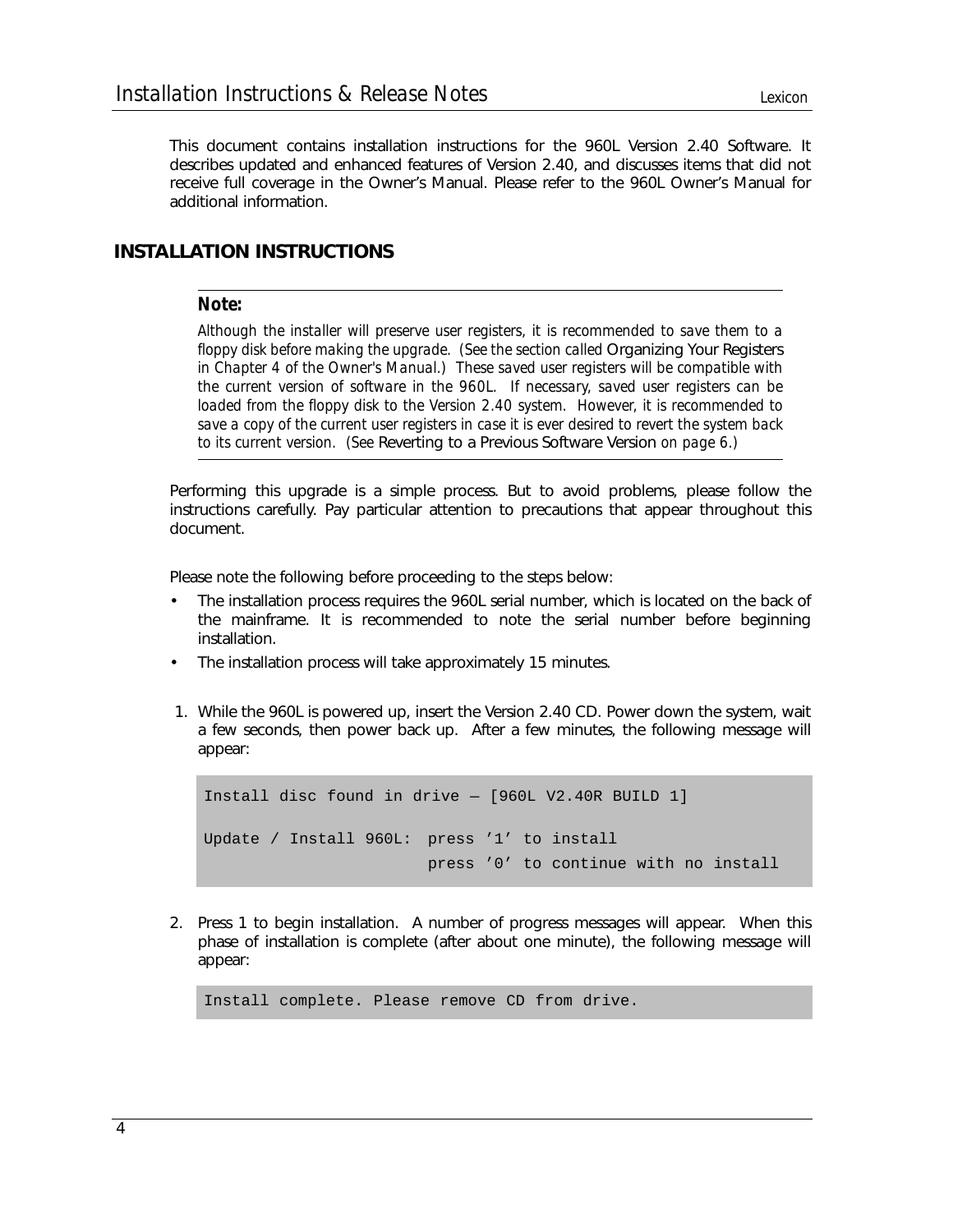This document contains installation instructions for the 960L Version 2.40 Software. It describes updated and enhanced features of Version 2.40, and discusses items that did not receive full coverage in the Owner's Manual. Please refer to the 960L Owner's Manual for additional information.

## INSTALLATION INSTRUCTIONS

---

**Note:**

*Although the installer will preserve user registers, it is recommended to save them to a floppy disk before making the upgrade. (See the section called* Organizing Your Registers *in Chapter 4 of the Owner's Manual.) These saved user registers will be compatible with the current version of software in the 960L. If necessary, saved user registers can be loaded from the floppy disk to the Version 2.40 system. However, it is recommended to save a copy of the current user registers in case it is ever desired to revert the system back to its current version. (See* Reverting to a Previous Software Version *on page 6.)*

---

Performing this upgrade is a simple process. But to avoid problems, please follow the instructions carefully. Pay particular attention to precautions that appear throughout this document.

Please note the following before proceeding to the steps below:

- The installation process requires the 960L serial number, which is located on the back of the mainframe. It is recommended to note the serial number before beginning installation.
- The installation process will take approximately 15 minutes.

1. While the 960L is powered up, insert the Version 2.40 CD. Power down the system, wait a few seconds, then power back up. After a few minutes, the following message will appear:

```
Install disc found in drive — [960L V2.40R BUILD 1]

Update / Install 960L:  press '1' to install
                        press '0' to continue with no install
```

2. Press 1 to begin installation. A number of progress messages will appear. When this phase of installation is complete (after about one minute), the following message will appear:

```
Install complete. Please remove CD from drive.
```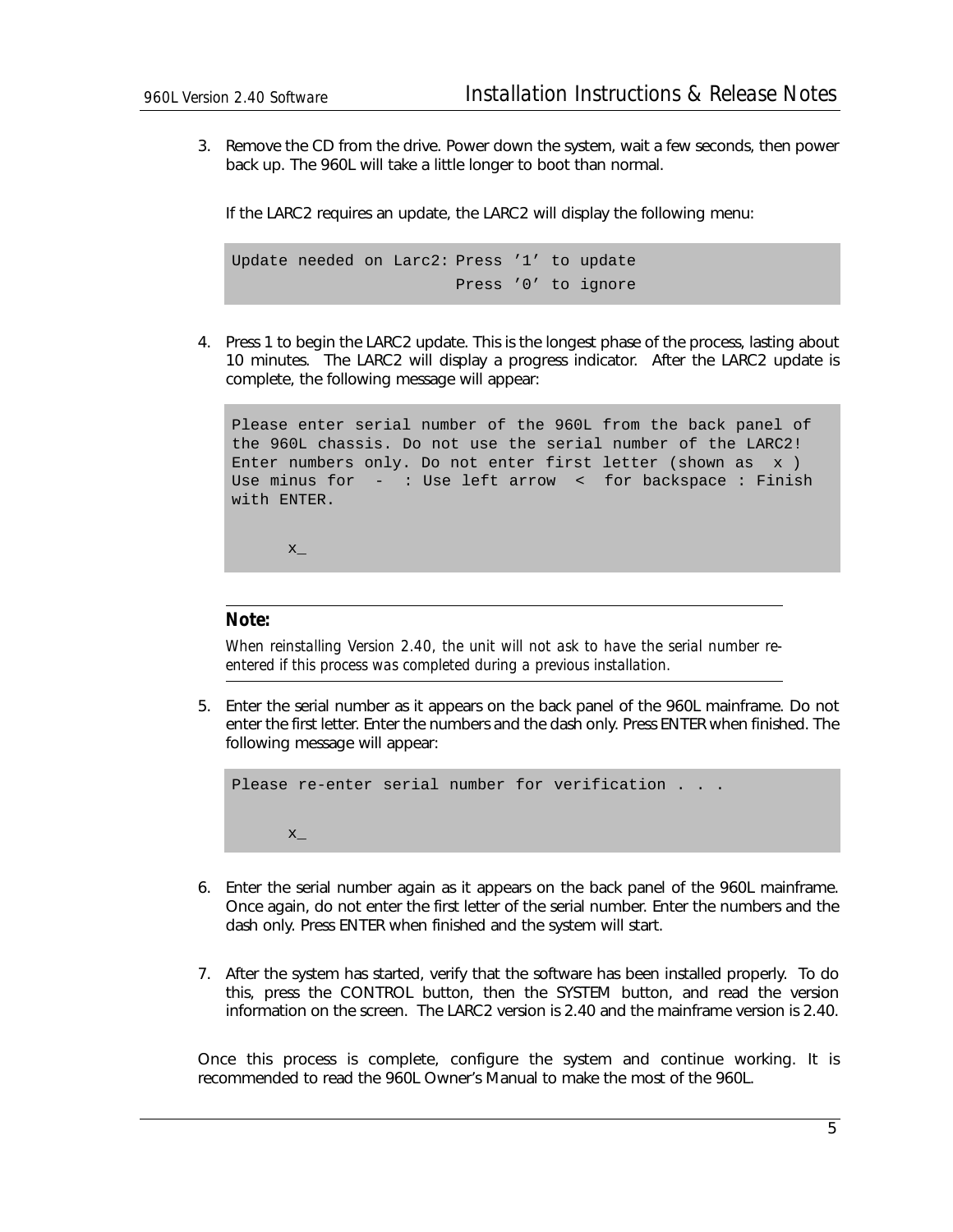3. Remove the CD from the drive. Power down the system, wait a few seconds, then power back up. The 960L will take a little longer to boot than normal.

   If the LARC2 requires an update, the LARC2 will display the following menu:

```
Update needed on Larc2: Press '1' to update
                        Press '0' to ignore
```

4. Press 1 to begin the LARC2 update. This is the longest phase of the process, lasting about 10 minutes. The LARC2 will display a progress indicator. After the LARC2 update is complete, the following message will appear:

```
Please enter serial number of the 960L from the back panel of
the 960L chassis. Do not use the serial number of the LARC2!
Enter numbers only. Do not enter first letter (shown as  x )
Use minus for  -  : Use left arrow  <  for backspace : Finish
with ENTER.

      x_
```

---

**Note:**

*When reinstalling Version 2.40, the unit will not ask to have the serial number re-entered if this process was completed during a previous installation.*

---

5. Enter the serial number as it appears on the back panel of the 960L mainframe. Do not enter the first letter. Enter the numbers and the dash only. Press ENTER when finished. The following message will appear:

```
Please re-enter serial number for verification . . .

      x_
```

6. Enter the serial number again as it appears on the back panel of the 960L mainframe. Once again, do not enter the first letter of the serial number. Enter the numbers and the dash only. Press ENTER when finished and the system will start.

7. After the system has started, verify that the software has been installed properly. To do this, press the CONTROL button, then the SYSTEM button, and read the version information on the screen. The LARC2 version is 2.40 and the mainframe version is 2.40.

Once this process is complete, configure the system and continue working. It is recommended to read the 960L Owner's Manual to make the most of the 960L.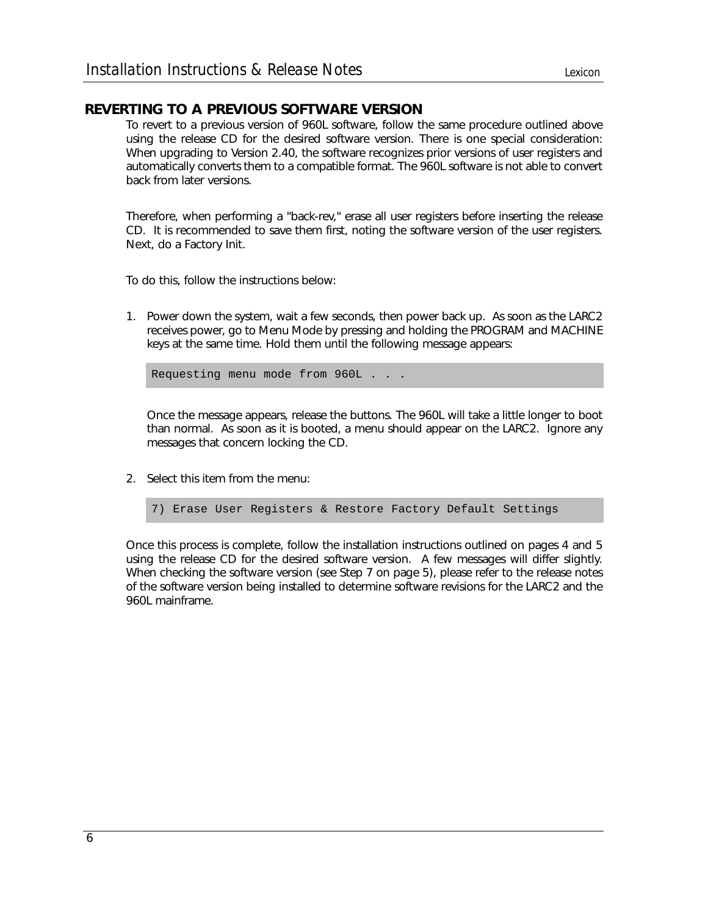## REVERTING TO A PREVIOUS SOFTWARE VERSION

To revert to a previous version of 960L software, follow the same procedure outlined above using the release CD for the desired software version. There is one special consideration: When upgrading to Version 2.40, the software recognizes prior versions of user registers and automatically converts them to a compatible format. The 960L software is not able to convert back from later versions.

Therefore, when performing a "back-rev," erase all user registers before inserting the release CD. It is recommended to save them first, noting the software version of the user registers. Next, do a Factory Init.

To do this, follow the instructions below:

1. Power down the system, wait a few seconds, then power back up. As soon as the LARC2 receives power, go to Menu Mode by pressing and holding the PROGRAM and MACHINE keys at the same time. Hold them until the following message appears:

   ```
   Requesting menu mode from 960L . . .
   ```

   Once the message appears, release the buttons. The 960L will take a little longer to boot than normal. As soon as it is booted, a menu should appear on the LARC2. Ignore any messages that concern locking the CD.

2. Select this item from the menu:

   ```
   7) Erase User Registers & Restore Factory Default Settings
   ```

Once this process is complete, follow the installation instructions outlined on pages 4 and 5 using the release CD for the desired software version. A few messages will differ slightly. When checking the software version (see Step 7 on page 5), please refer to the release notes of the software version being installed to determine software revisions for the LARC2 and the 960L mainframe.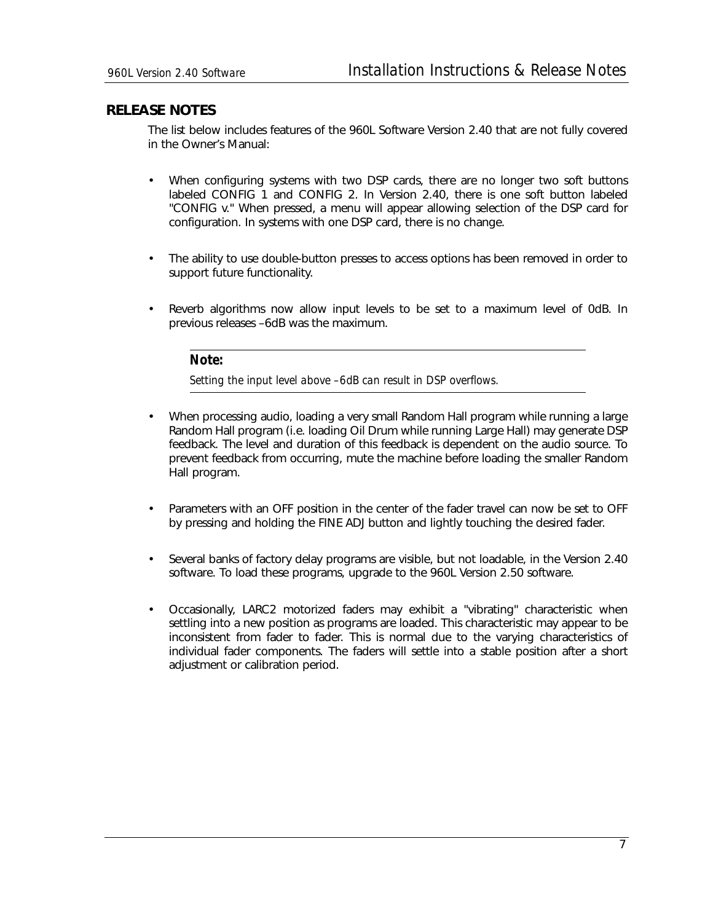## RELEASE NOTES

The list below includes features of the 960L Software Version 2.40 that are not fully covered in the Owner's Manual:

- When configuring systems with two DSP cards, there are no longer two soft buttons labeled CONFIG 1 and CONFIG 2. In Version 2.40, there is one soft button labeled "CONFIG v." When pressed, a menu will appear allowing selection of the DSP card for configuration. In systems with one DSP card, there is no change.

- The ability to use double-button presses to access options has been removed in order to support future functionality.

- Reverb algorithms now allow input levels to be set to a maximum level of 0dB. In previous releases –6dB was the maximum.

> **Note:**
>
> *Setting the input level above –6dB can result in DSP overflows.*

- When processing audio, loading a very small Random Hall program while running a large Random Hall program (i.e. loading Oil Drum while running Large Hall) may generate DSP feedback. The level and duration of this feedback is dependent on the audio source. To prevent feedback from occurring, mute the machine before loading the smaller Random Hall program.

- Parameters with an OFF position in the center of the fader travel can now be set to OFF by pressing and holding the FINE ADJ button and lightly touching the desired fader.

- Several banks of factory delay programs are visible, but not loadable, in the Version 2.40 software. To load these programs, upgrade to the 960L Version 2.50 software.

- Occasionally, LARC2 motorized faders may exhibit a "vibrating" characteristic when settling into a new position as programs are loaded. This characteristic may appear to be inconsistent from fader to fader. This is normal due to the varying characteristics of individual fader components. The faders will settle into a stable position after a short adjustment or calibration period.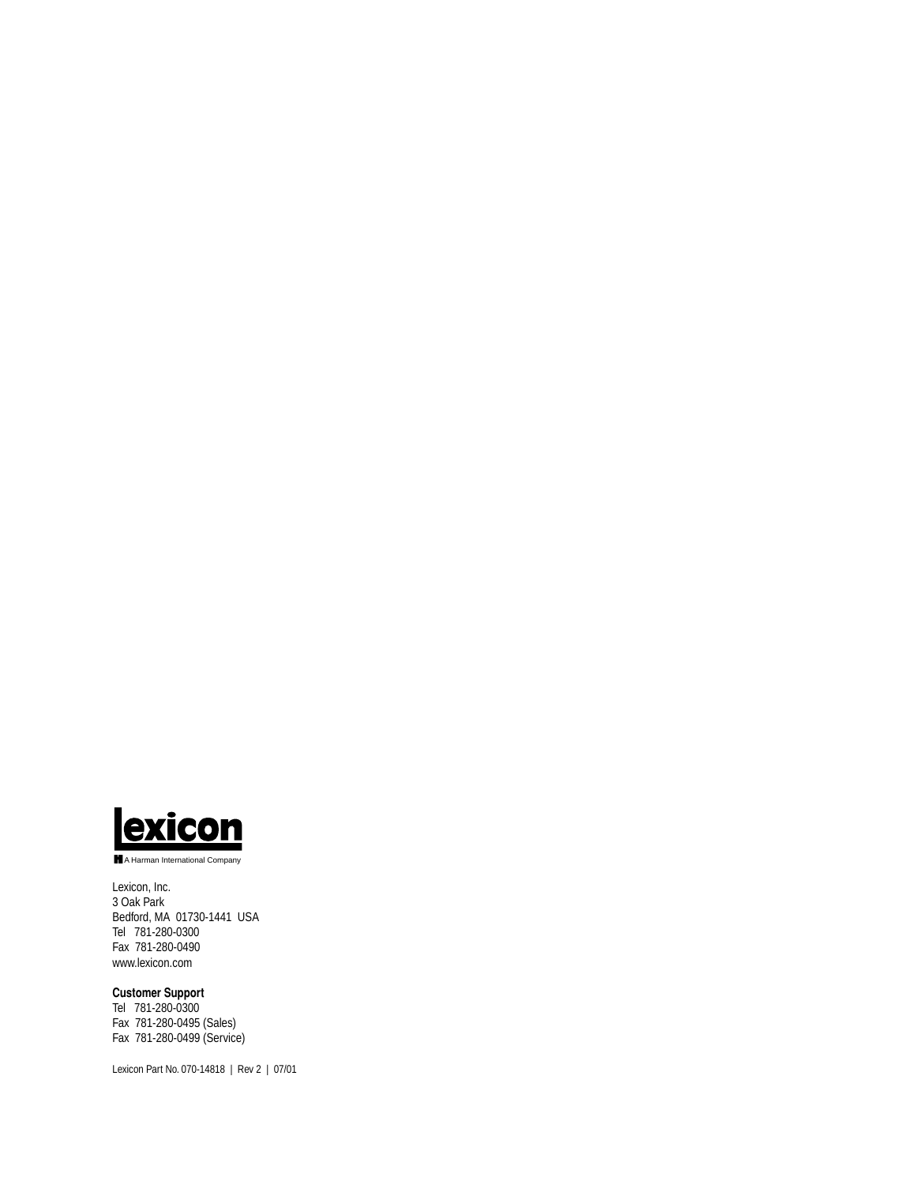**Lexicon**

A Harman International Company

Lexicon, Inc.
3 Oak Park
Bedford, MA 01730-1441 USA
Tel 781-280-0300
Fax 781-280-0490
www.lexicon.com

**Customer Support**

Tel 781-280-0300
Fax 781-280-0495 (Sales)
Fax 781-280-0499 (Service)

Lexicon Part No. 070-14818 | Rev 2 | 07/01